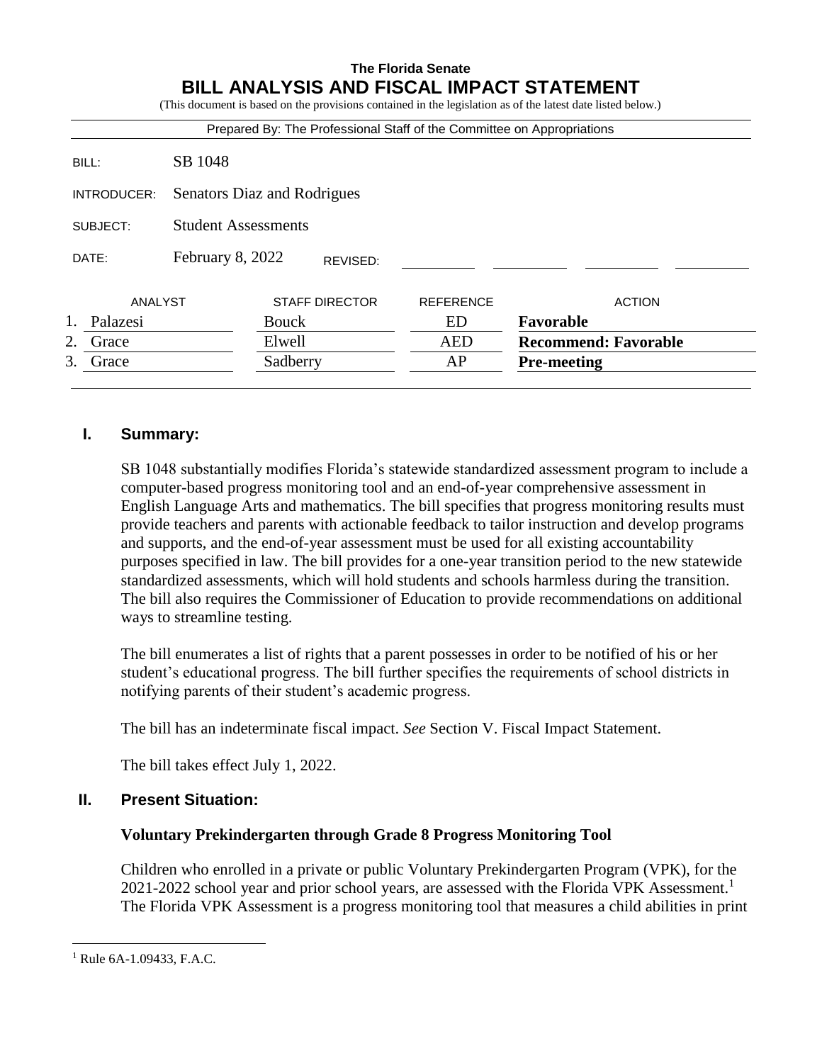**The Florida Senate**

# BILL ANALYSIS AND FISCAL IMPACT STATEMENT

(This document is based on the provisions contained in the legislation as of the latest date listed below.)

Prepared By: The Professional Staff of the Committee on Appropriations

| | |
|---|---|
| BILL: | SB 1048 |
| INTRODUCER: | Senators Diaz and Rodrigues |
| SUBJECT: | Student Assessments |
| DATE: | February 8, 2022 REVISED: |

| | ANALYST | STAFF DIRECTOR | REFERENCE | ACTION |
|---|---|---|---|---|
| 1. | Palazesi | Bouck | ED | **Favorable** |
| 2. | Grace | Elwell | AED | **Recommend: Favorable** |
| 3. | Grace | Sadberry | AP | **Pre-meeting** |

## I. Summary:

SB 1048 substantially modifies Florida's statewide standardized assessment program to include a computer-based progress monitoring tool and an end-of-year comprehensive assessment in English Language Arts and mathematics. The bill specifies that progress monitoring results must provide teachers and parents with actionable feedback to tailor instruction and develop programs and supports, and the end-of-year assessment must be used for all existing accountability purposes specified in law. The bill provides for a one-year transition period to the new statewide standardized assessments, which will hold students and schools harmless during the transition. The bill also requires the Commissioner of Education to provide recommendations on additional ways to streamline testing.

The bill enumerates a list of rights that a parent possesses in order to be notified of his or her student's educational progress. The bill further specifies the requirements of school districts in notifying parents of their student's academic progress.

The bill has an indeterminate fiscal impact. *See* Section V. Fiscal Impact Statement.

The bill takes effect July 1, 2022.

## II. Present Situation:

### Voluntary Prekindergarten through Grade 8 Progress Monitoring Tool

Children who enrolled in a private or public Voluntary Prekindergarten Program (VPK), for the 2021-2022 school year and prior school years, are assessed with the Florida VPK Assessment.[1] The Florida VPK Assessment is a progress monitoring tool that measures a child abilities in print

[1] Rule 6A-1.09433, F.A.C.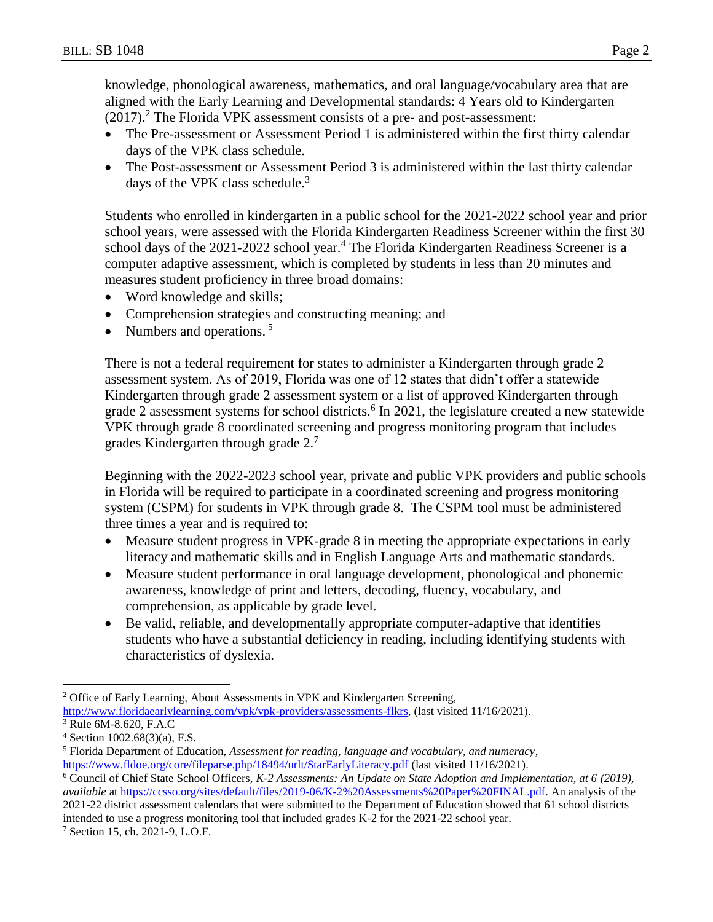knowledge, phonological awareness, mathematics, and oral language/vocabulary area that are aligned with the Early Learning and Developmental standards: 4 Years old to Kindergarten (2017).[2] The Florida VPK assessment consists of a pre- and post-assessment:

- The Pre-assessment or Assessment Period 1 is administered within the first thirty calendar days of the VPK class schedule.
- The Post-assessment or Assessment Period 3 is administered within the last thirty calendar days of the VPK class schedule.[3]

Students who enrolled in kindergarten in a public school for the 2021-2022 school year and prior school years, were assessed with the Florida Kindergarten Readiness Screener within the first 30 school days of the 2021-2022 school year.[4] The Florida Kindergarten Readiness Screener is a computer adaptive assessment, which is completed by students in less than 20 minutes and measures student proficiency in three broad domains:

- Word knowledge and skills;
- Comprehension strategies and constructing meaning; and
- Numbers and operations.[5]

There is not a federal requirement for states to administer a Kindergarten through grade 2 assessment system. As of 2019, Florida was one of 12 states that didn't offer a statewide Kindergarten through grade 2 assessment system or a list of approved Kindergarten through grade 2 assessment systems for school districts.[6] In 2021, the legislature created a new statewide VPK through grade 8 coordinated screening and progress monitoring program that includes grades Kindergarten through grade 2.[7]

Beginning with the 2022-2023 school year, private and public VPK providers and public schools in Florida will be required to participate in a coordinated screening and progress monitoring system (CSPM) for students in VPK through grade 8. The CSPM tool must be administered three times a year and is required to:

- Measure student progress in VPK-grade 8 in meeting the appropriate expectations in early literacy and mathematic skills and in English Language Arts and mathematic standards.
- Measure student performance in oral language development, phonological and phonemic awareness, knowledge of print and letters, decoding, fluency, vocabulary, and comprehension, as applicable by grade level.
- Be valid, reliable, and developmentally appropriate computer-adaptive that identifies students who have a substantial deficiency in reading, including identifying students with characteristics of dyslexia.

---

[2] Office of Early Learning, About Assessments in VPK and Kindergarten Screening, http://www.floridaearlylearning.com/vpk/vpk-providers/assessments-flkrs, (last visited 11/16/2021).

[3] Rule 6M-8.620, F.A.C

[4] Section 1002.68(3)(a), F.S.

[5] Florida Department of Education, *Assessment for reading, language and vocabulary, and numeracy*, https://www.fldoe.org/core/fileparse.php/18494/urlt/StarEarlyLiteracy.pdf (last visited 11/16/2021).

[6] Council of Chief State School Officers, *K-2 Assessments: An Update on State Adoption and Implementation, at 6 (2019), available* at https://ccsso.org/sites/default/files/2019-06/K-2%20Assessments%20Paper%20FINAL.pdf. An analysis of the 2021-22 district assessment calendars that were submitted to the Department of Education showed that 61 school districts intended to use a progress monitoring tool that included grades K-2 for the 2021-22 school year.

[7] Section 15, ch. 2021-9, L.O.F.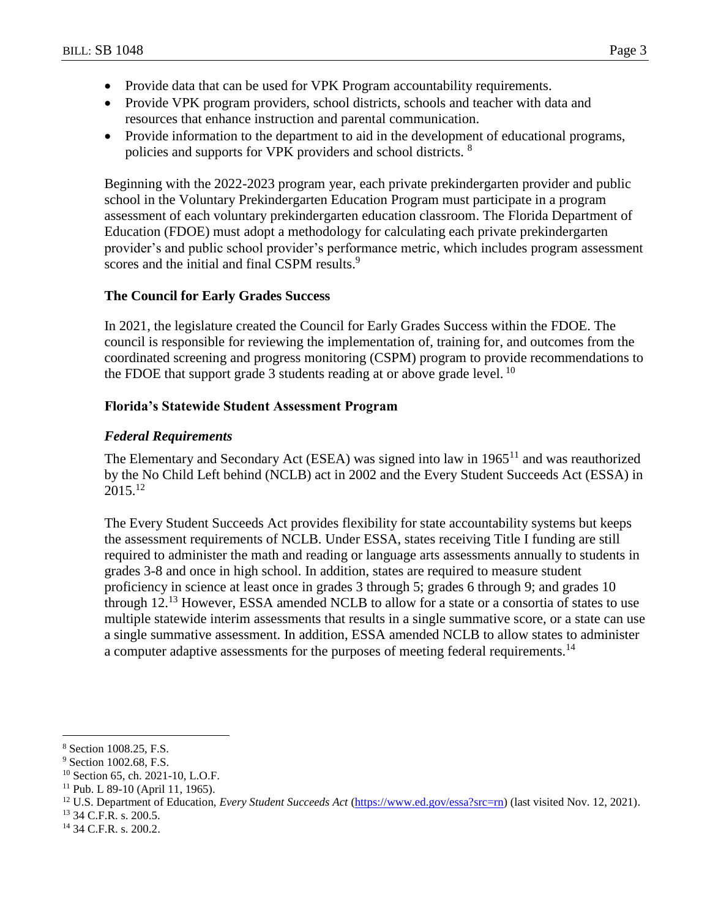- Provide data that can be used for VPK Program accountability requirements.
- Provide VPK program providers, school districts, schools and teacher with data and resources that enhance instruction and parental communication.
- Provide information to the department to aid in the development of educational programs, policies and supports for VPK providers and school districts. [8]

Beginning with the 2022-2023 program year, each private prekindergarten provider and public school in the Voluntary Prekindergarten Education Program must participate in a program assessment of each voluntary prekindergarten education classroom. The Florida Department of Education (FDOE) must adopt a methodology for calculating each private prekindergarten provider's and public school provider's performance metric, which includes program assessment scores and the initial and final CSPM results.[9]

### The Council for Early Grades Success

In 2021, the legislature created the Council for Early Grades Success within the FDOE. The council is responsible for reviewing the implementation of, training for, and outcomes from the coordinated screening and progress monitoring (CSPM) program to provide recommendations to the FDOE that support grade 3 students reading at or above grade level. [10]

### Florida's Statewide Student Assessment Program

#### *Federal Requirements*

The Elementary and Secondary Act (ESEA) was signed into law in 1965[11] and was reauthorized by the No Child Left behind (NCLB) act in 2002 and the Every Student Succeeds Act (ESSA) in 2015.[12]

The Every Student Succeeds Act provides flexibility for state accountability systems but keeps the assessment requirements of NCLB. Under ESSA, states receiving Title I funding are still required to administer the math and reading or language arts assessments annually to students in grades 3-8 and once in high school. In addition, states are required to measure student proficiency in science at least once in grades 3 through 5; grades 6 through 9; and grades 10 through 12.[13] However, ESSA amended NCLB to allow for a state or a consortia of states to use multiple statewide interim assessments that results in a single summative score, or a state can use a single summative assessment. In addition, ESSA amended NCLB to allow states to administer a computer adaptive assessments for the purposes of meeting federal requirements.[14]

---

[8] Section 1008.25, F.S.

[9] Section 1002.68, F.S.

[10] Section 65, ch. 2021-10, L.O.F.

[11] Pub. L 89-10 (April 11, 1965).

[12] U.S. Department of Education, *Every Student Succeeds Act* (https://www.ed.gov/essa?src=rn) (last visited Nov. 12, 2021).

[13] 34 C.F.R. s. 200.5.

[14] 34 C.F.R. s. 200.2.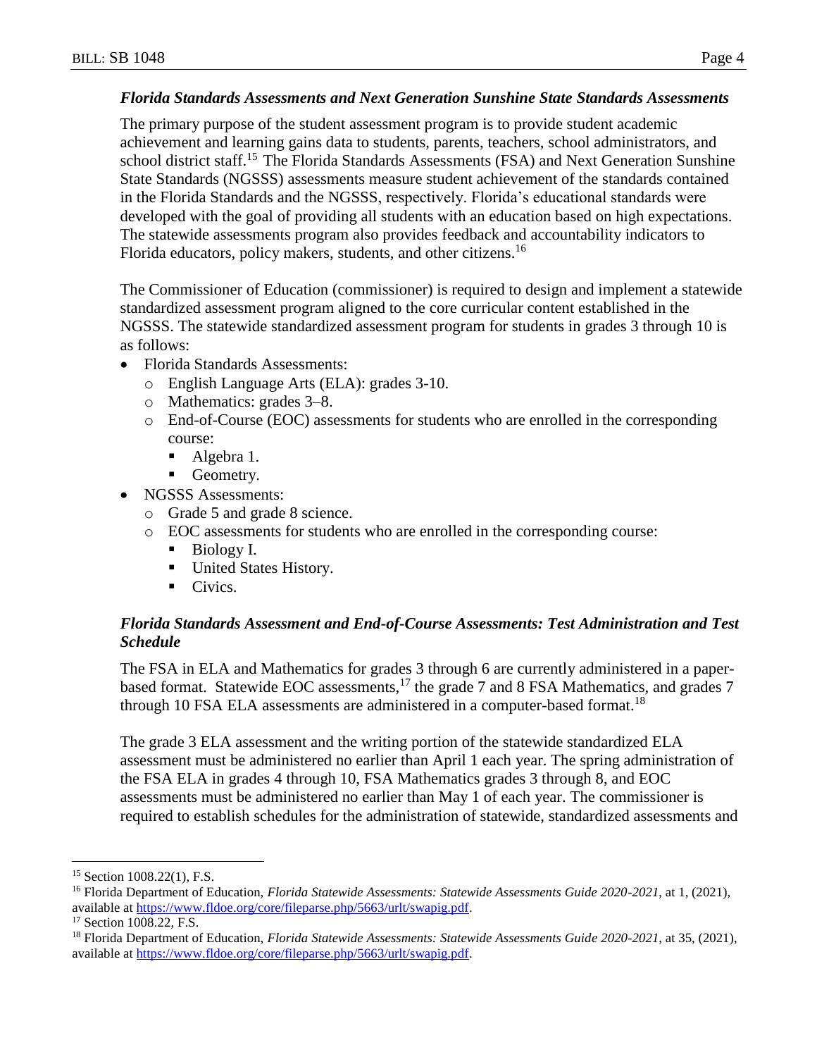### *Florida Standards Assessments and Next Generation Sunshine State Standards Assessments*

The primary purpose of the student assessment program is to provide student academic achievement and learning gains data to students, parents, teachers, school administrators, and school district staff.[15] The Florida Standards Assessments (FSA) and Next Generation Sunshine State Standards (NGSSS) assessments measure student achievement of the standards contained in the Florida Standards and the NGSSS, respectively. Florida's educational standards were developed with the goal of providing all students with an education based on high expectations. The statewide assessments program also provides feedback and accountability indicators to Florida educators, policy makers, students, and other citizens.[16]

The Commissioner of Education (commissioner) is required to design and implement a statewide standardized assessment program aligned to the core curricular content established in the NGSSS. The statewide standardized assessment program for students in grades 3 through 10 is as follows:

- Florida Standards Assessments:
  - English Language Arts (ELA): grades 3-10.
  - Mathematics: grades 3–8.
  - End-of-Course (EOC) assessments for students who are enrolled in the corresponding course:
    - Algebra 1.
    - Geometry.
- NGSSS Assessments:
  - Grade 5 and grade 8 science.
  - EOC assessments for students who are enrolled in the corresponding course:
    - Biology I.
    - United States History.
    - Civics.

### *Florida Standards Assessment and End-of-Course Assessments: Test Administration and Test Schedule*

The FSA in ELA and Mathematics for grades 3 through 6 are currently administered in a paper-based format. Statewide EOC assessments,[17] the grade 7 and 8 FSA Mathematics, and grades 7 through 10 FSA ELA assessments are administered in a computer-based format.[18]

The grade 3 ELA assessment and the writing portion of the statewide standardized ELA assessment must be administered no earlier than April 1 each year. The spring administration of the FSA ELA in grades 4 through 10, FSA Mathematics grades 3 through 8, and EOC assessments must be administered no earlier than May 1 of each year. The commissioner is required to establish schedules for the administration of statewide, standardized assessments and

---

[15] Section 1008.22(1), F.S.

[16] Florida Department of Education, *Florida Statewide Assessments: Statewide Assessments Guide 2020-2021*, at 1, (2021), available at https://www.fldoe.org/core/fileparse.php/5663/urlt/swapig.pdf.

[17] Section 1008.22, F.S.

[18] Florida Department of Education, *Florida Statewide Assessments: Statewide Assessments Guide 2020-2021*, at 35, (2021), available at https://www.fldoe.org/core/fileparse.php/5663/urlt/swapig.pdf.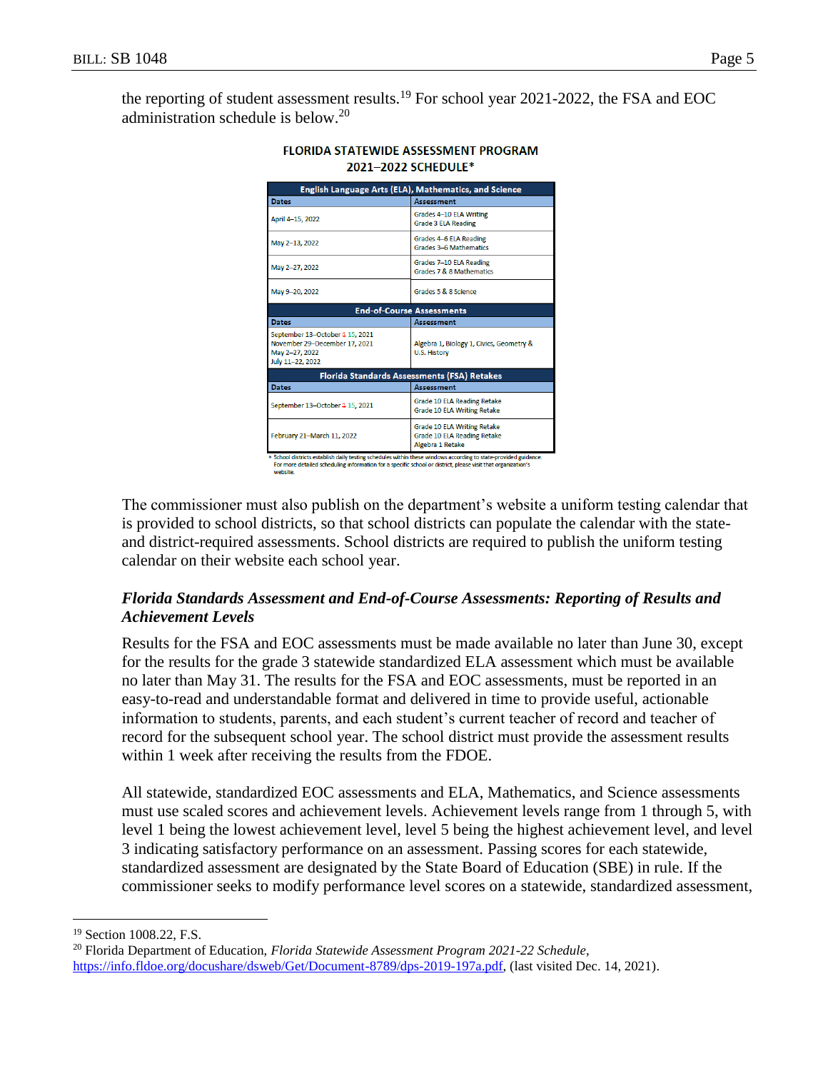the reporting of student assessment results.[19] For school year 2021-2022, the FSA and EOC administration schedule is below.[20]

**FLORIDA STATEWIDE ASSESSMENT PROGRAM**
**2021–2022 SCHEDULE***

| English Language Arts (ELA), Mathematics, and Science | |
|---|---|
| **Dates** | **Assessment** |
| April 4–15, 2022 | Grades 4–10 ELA Writing<br>Grade 3 ELA Reading |
| May 2–13, 2022 | Grades 4–6 ELA Reading<br>Grades 3–6 Mathematics |
| May 2–27, 2022 | Grades 7–10 ELA Reading<br>Grades 7 & 8 Mathematics |
| May 9–20, 2022 | Grades 5 & 8 Science |
| **End-of-Course Assessments** | |
| **Dates** | **Assessment** |
| September 13–October ~~1~~ 15, 2021<br>November 29–December 17, 2021<br>May 2–27, 2022<br>July 11–22, 2022 | Algebra 1, Biology 1, Civics, Geometry & U.S. History |
| **Florida Standards Assessments (FSA) Retakes** | |
| **Dates** | **Assessment** |
| September 13–October ~~1~~ 15, 2021 | Grade 10 ELA Reading Retake<br>Grade 10 ELA Writing Retake |
| February 21–March 11, 2022 | Grade 10 ELA Writing Retake<br>Grade 10 ELA Reading Retake<br>Algebra 1 Retake |

* School districts establish daily testing schedules within these windows according to state-provided guidance. For more detailed scheduling information for a specific school or district, please visit that organization's website.

The commissioner must also publish on the department's website a uniform testing calendar that is provided to school districts, so that school districts can populate the calendar with the state- and district-required assessments. School districts are required to publish the uniform testing calendar on their website each school year.

***Florida Standards Assessment and End-of-Course Assessments: Reporting of Results and Achievement Levels***

Results for the FSA and EOC assessments must be made available no later than June 30, except for the results for the grade 3 statewide standardized ELA assessment which must be available no later than May 31. The results for the FSA and EOC assessments, must be reported in an easy-to-read and understandable format and delivered in time to provide useful, actionable information to students, parents, and each student's current teacher of record and teacher of record for the subsequent school year. The school district must provide the assessment results within 1 week after receiving the results from the FDOE.

All statewide, standardized EOC assessments and ELA, Mathematics, and Science assessments must use scaled scores and achievement levels. Achievement levels range from 1 through 5, with level 1 being the lowest achievement level, level 5 being the highest achievement level, and level 3 indicating satisfactory performance on an assessment. Passing scores for each statewide, standardized assessment are designated by the State Board of Education (SBE) in rule. If the commissioner seeks to modify performance level scores on a statewide, standardized assessment,

---

[19] Section 1008.22, F.S.

[20] Florida Department of Education, *Florida Statewide Assessment Program 2021-22 Schedule*, https://info.fldoe.org/docushare/dsweb/Get/Document-8789/dps-2019-197a.pdf, (last visited Dec. 14, 2021).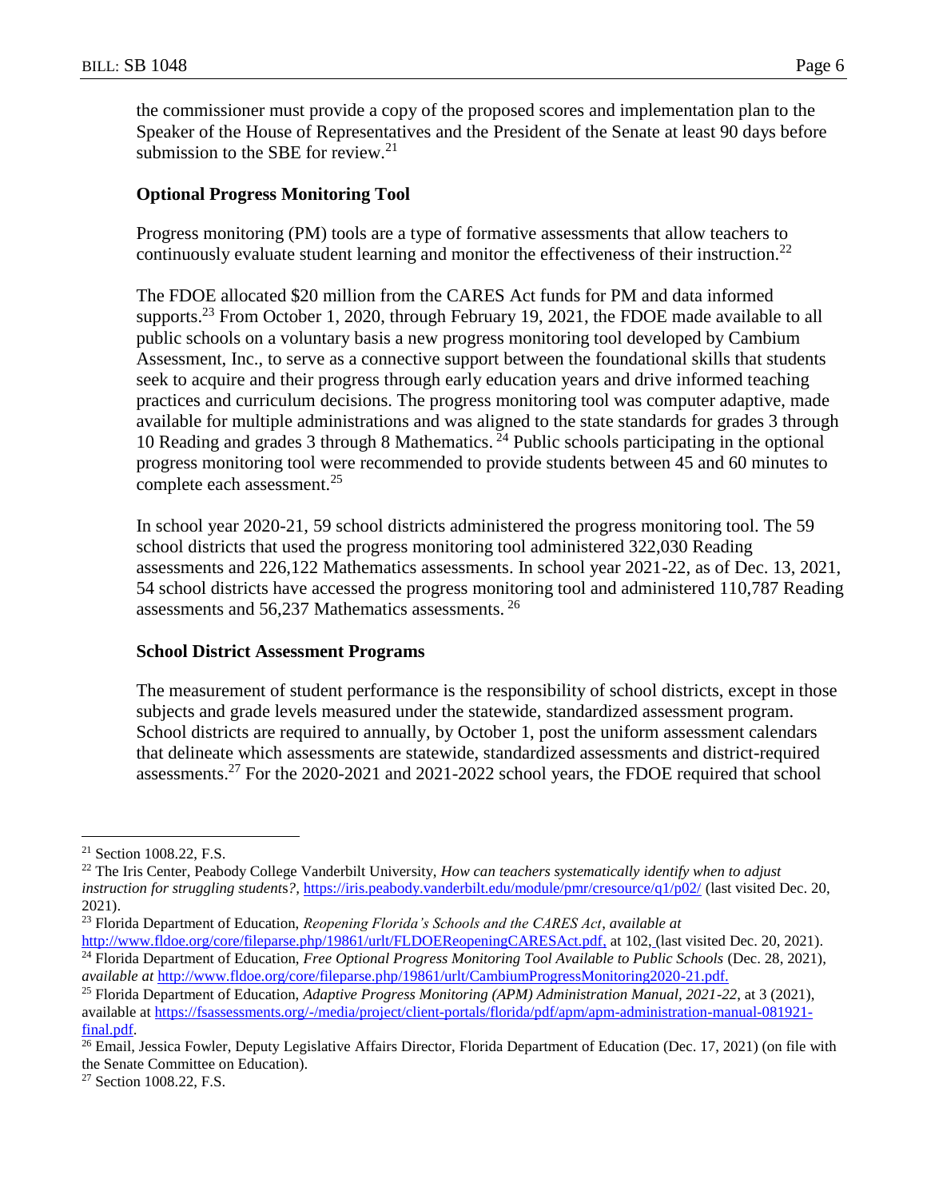the commissioner must provide a copy of the proposed scores and implementation plan to the Speaker of the House of Representatives and the President of the Senate at least 90 days before submission to the SBE for review.[21]

### Optional Progress Monitoring Tool

Progress monitoring (PM) tools are a type of formative assessments that allow teachers to continuously evaluate student learning and monitor the effectiveness of their instruction.[22]

The FDOE allocated $20 million from the CARES Act funds for PM and data informed supports.[23] From October 1, 2020, through February 19, 2021, the FDOE made available to all public schools on a voluntary basis a new progress monitoring tool developed by Cambium Assessment, Inc., to serve as a connective support between the foundational skills that students seek to acquire and their progress through early education years and drive informed teaching practices and curriculum decisions. The progress monitoring tool was computer adaptive, made available for multiple administrations and was aligned to the state standards for grades 3 through 10 Reading and grades 3 through 8 Mathematics.[24] Public schools participating in the optional progress monitoring tool were recommended to provide students between 45 and 60 minutes to complete each assessment.[25]

In school year 2020-21, 59 school districts administered the progress monitoring tool. The 59 school districts that used the progress monitoring tool administered 322,030 Reading assessments and 226,122 Mathematics assessments. In school year 2021-22, as of Dec. 13, 2021, 54 school districts have accessed the progress monitoring tool and administered 110,787 Reading assessments and 56,237 Mathematics assessments.[26]

### School District Assessment Programs

The measurement of student performance is the responsibility of school districts, except in those subjects and grade levels measured under the statewide, standardized assessment program. School districts are required to annually, by October 1, post the uniform assessment calendars that delineate which assessments are statewide, standardized assessments and district-required assessments.[27] For the 2020-2021 and 2021-2022 school years, the FDOE required that school

---

[21] Section 1008.22, F.S.

[22] The Iris Center, Peabody College Vanderbilt University, *How can teachers systematically identify when to adjust instruction for struggling students?*, https://iris.peabody.vanderbilt.edu/module/pmr/cresource/q1/p02/ (last visited Dec. 20, 2021).

[23] Florida Department of Education, *Reopening Florida's Schools and the CARES Act*, *available at* http://www.fldoe.org/core/fileparse.php/19861/urlt/FLDOEReopeningCARESAct.pdf, at 102, (last visited Dec. 20, 2021).

[24] Florida Department of Education, *Free Optional Progress Monitoring Tool Available to Public Schools* (Dec. 28, 2021), *available at* http://www.fldoe.org/core/fileparse.php/19861/urlt/CambiumProgressMonitoring2020-21.pdf.

[25] Florida Department of Education, *Adaptive Progress Monitoring (APM) Administration Manual, 2021-22*, at 3 (2021), available at https://fsassessments.org/-/media/project/client-portals/florida/pdf/apm/apm-administration-manual-081921-final.pdf.

[26] Email, Jessica Fowler, Deputy Legislative Affairs Director, Florida Department of Education (Dec. 17, 2021) (on file with the Senate Committee on Education).

[27] Section 1008.22, F.S.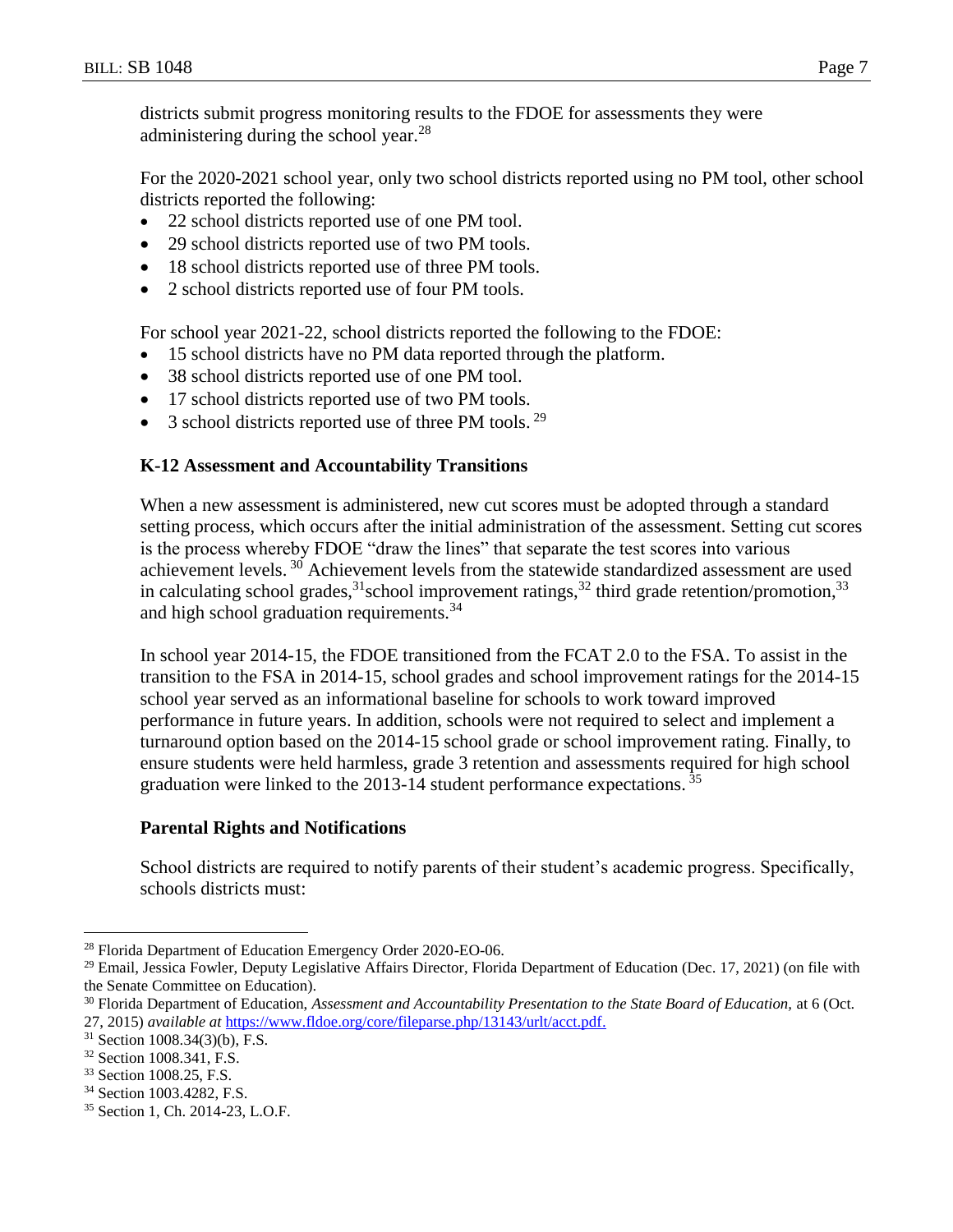districts submit progress monitoring results to the FDOE for assessments they were administering during the school year.[28]

For the 2020-2021 school year, only two school districts reported using no PM tool, other school districts reported the following:

- 22 school districts reported use of one PM tool.
- 29 school districts reported use of two PM tools.
- 18 school districts reported use of three PM tools.
- 2 school districts reported use of four PM tools.

For school year 2021-22, school districts reported the following to the FDOE:

- 15 school districts have no PM data reported through the platform.
- 38 school districts reported use of one PM tool.
- 17 school districts reported use of two PM tools.
- 3 school districts reported use of three PM tools. [29]

**K-12 Assessment and Accountability Transitions**

When a new assessment is administered, new cut scores must be adopted through a standard setting process, which occurs after the initial administration of the assessment. Setting cut scores is the process whereby FDOE "draw the lines" that separate the test scores into various achievement levels. [30] Achievement levels from the statewide standardized assessment are used in calculating school grades,[31]school improvement ratings,[32] third grade retention/promotion,[33] and high school graduation requirements.[34]

In school year 2014-15, the FDOE transitioned from the FCAT 2.0 to the FSA. To assist in the transition to the FSA in 2014-15, school grades and school improvement ratings for the 2014-15 school year served as an informational baseline for schools to work toward improved performance in future years. In addition, schools were not required to select and implement a turnaround option based on the 2014-15 school grade or school improvement rating. Finally, to ensure students were held harmless, grade 3 retention and assessments required for high school graduation were linked to the 2013-14 student performance expectations. [35]

**Parental Rights and Notifications**

School districts are required to notify parents of their student's academic progress. Specifically, schools districts must:

---

[28] Florida Department of Education Emergency Order 2020-EO-06.

[29] Email, Jessica Fowler, Deputy Legislative Affairs Director, Florida Department of Education (Dec. 17, 2021) (on file with the Senate Committee on Education).

[30] Florida Department of Education, *Assessment and Accountability Presentation to the State Board of Education,* at 6 (Oct. 27, 2015) *available at* https://www.fldoe.org/core/fileparse.php/13143/urlt/acct.pdf.

[31] Section 1008.34(3)(b), F.S.

[32] Section 1008.341, F.S.

[33] Section 1008.25, F.S.

[34] Section 1003.4282, F.S.

[35] Section 1, Ch. 2014-23, L.O.F.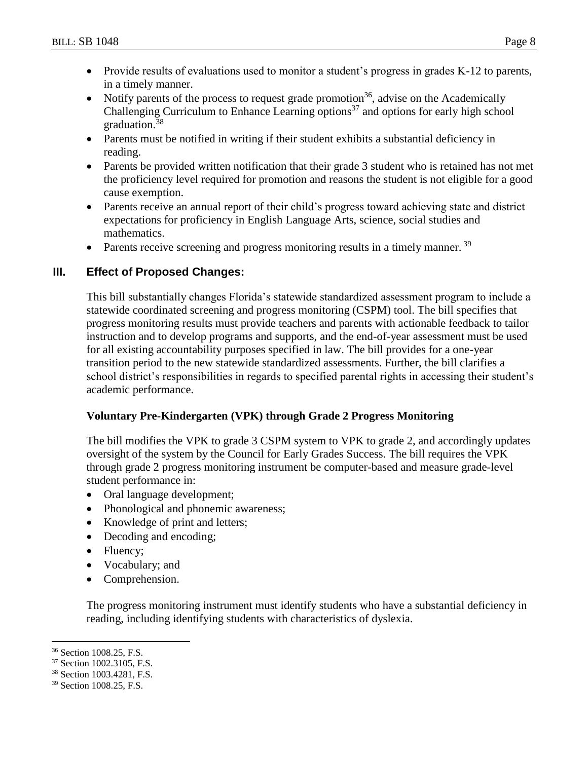- Provide results of evaluations used to monitor a student's progress in grades K-12 to parents, in a timely manner.
- Notify parents of the process to request grade promotion[36], advise on the Academically Challenging Curriculum to Enhance Learning options[37] and options for early high school graduation.[38]
- Parents must be notified in writing if their student exhibits a substantial deficiency in reading.
- Parents be provided written notification that their grade 3 student who is retained has not met the proficiency level required for promotion and reasons the student is not eligible for a good cause exemption.
- Parents receive an annual report of their child's progress toward achieving state and district expectations for proficiency in English Language Arts, science, social studies and mathematics.
- Parents receive screening and progress monitoring results in a timely manner. [39]

## III. Effect of Proposed Changes:

This bill substantially changes Florida's statewide standardized assessment program to include a statewide coordinated screening and progress monitoring (CSPM) tool. The bill specifies that progress monitoring results must provide teachers and parents with actionable feedback to tailor instruction and to develop programs and supports, and the end-of-year assessment must be used for all existing accountability purposes specified in law. The bill provides for a one-year transition period to the new statewide standardized assessments. Further, the bill clarifies a school district's responsibilities in regards to specified parental rights in accessing their student's academic performance.

**Voluntary Pre-Kindergarten (VPK) through Grade 2 Progress Monitoring**

The bill modifies the VPK to grade 3 CSPM system to VPK to grade 2, and accordingly updates oversight of the system by the Council for Early Grades Success. The bill requires the VPK through grade 2 progress monitoring instrument be computer-based and measure grade-level student performance in:

- Oral language development;
- Phonological and phonemic awareness;
- Knowledge of print and letters;
- Decoding and encoding;
- Fluency;
- Vocabulary; and
- Comprehension.

The progress monitoring instrument must identify students who have a substantial deficiency in reading, including identifying students with characteristics of dyslexia.

[36] Section 1008.25, F.S.
[37] Section 1002.3105, F.S.
[38] Section 1003.4281, F.S.
[39] Section 1008.25, F.S.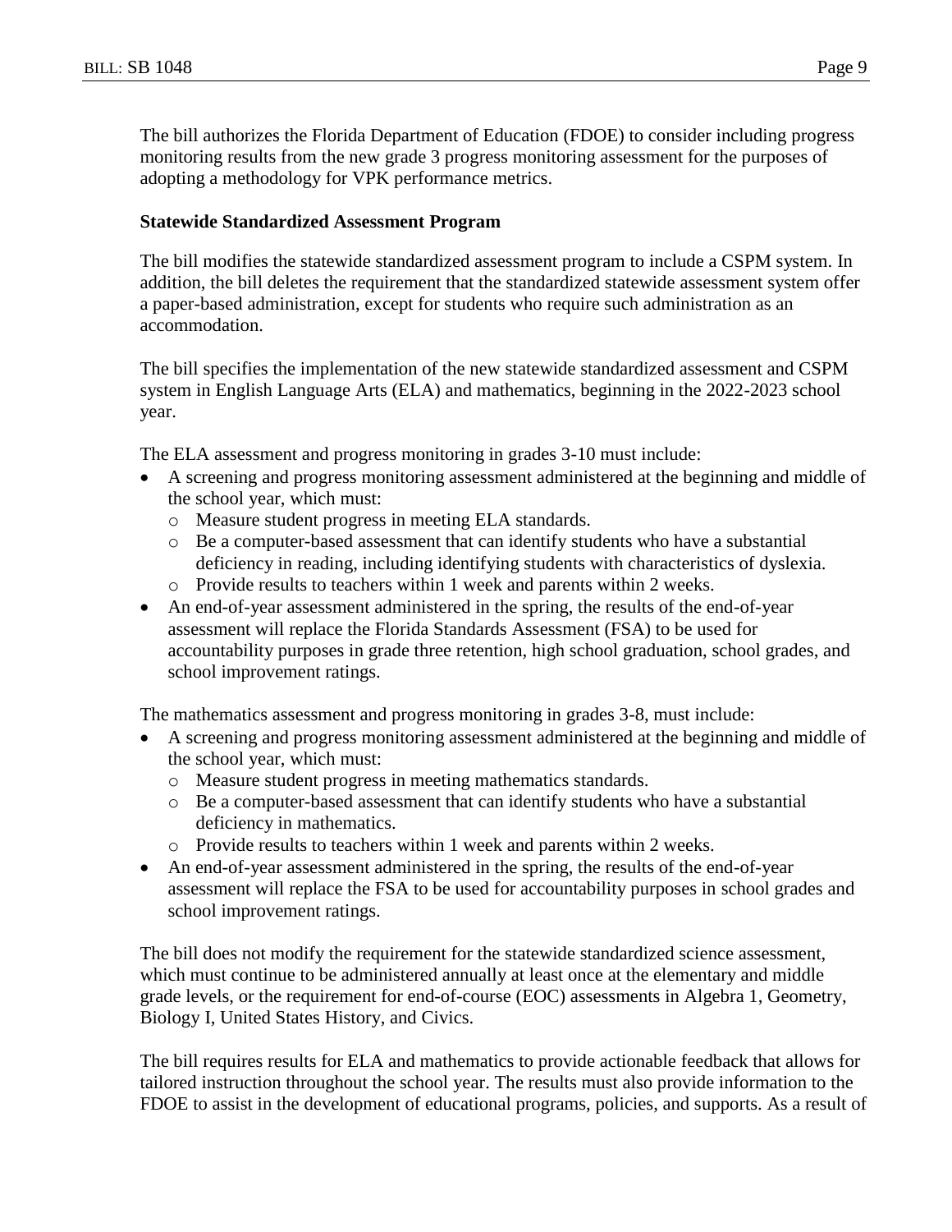The bill authorizes the Florida Department of Education (FDOE) to consider including progress monitoring results from the new grade 3 progress monitoring assessment for the purposes of adopting a methodology for VPK performance metrics.

**Statewide Standardized Assessment Program**

The bill modifies the statewide standardized assessment program to include a CSPM system. In addition, the bill deletes the requirement that the standardized statewide assessment system offer a paper-based administration, except for students who require such administration as an accommodation.

The bill specifies the implementation of the new statewide standardized assessment and CSPM system in English Language Arts (ELA) and mathematics, beginning in the 2022-2023 school year.

The ELA assessment and progress monitoring in grades 3-10 must include:

- A screening and progress monitoring assessment administered at the beginning and middle of the school year, which must:
  - Measure student progress in meeting ELA standards.
  - Be a computer-based assessment that can identify students who have a substantial deficiency in reading, including identifying students with characteristics of dyslexia.
  - Provide results to teachers within 1 week and parents within 2 weeks.
- An end-of-year assessment administered in the spring, the results of the end-of-year assessment will replace the Florida Standards Assessment (FSA) to be used for accountability purposes in grade three retention, high school graduation, school grades, and school improvement ratings.

The mathematics assessment and progress monitoring in grades 3-8, must include:

- A screening and progress monitoring assessment administered at the beginning and middle of the school year, which must:
  - Measure student progress in meeting mathematics standards.
  - Be a computer-based assessment that can identify students who have a substantial deficiency in mathematics.
  - Provide results to teachers within 1 week and parents within 2 weeks.
- An end-of-year assessment administered in the spring, the results of the end-of-year assessment will replace the FSA to be used for accountability purposes in school grades and school improvement ratings.

The bill does not modify the requirement for the statewide standardized science assessment, which must continue to be administered annually at least once at the elementary and middle grade levels, or the requirement for end-of-course (EOC) assessments in Algebra 1, Geometry, Biology I, United States History, and Civics.

The bill requires results for ELA and mathematics to provide actionable feedback that allows for tailored instruction throughout the school year. The results must also provide information to the FDOE to assist in the development of educational programs, policies, and supports. As a result of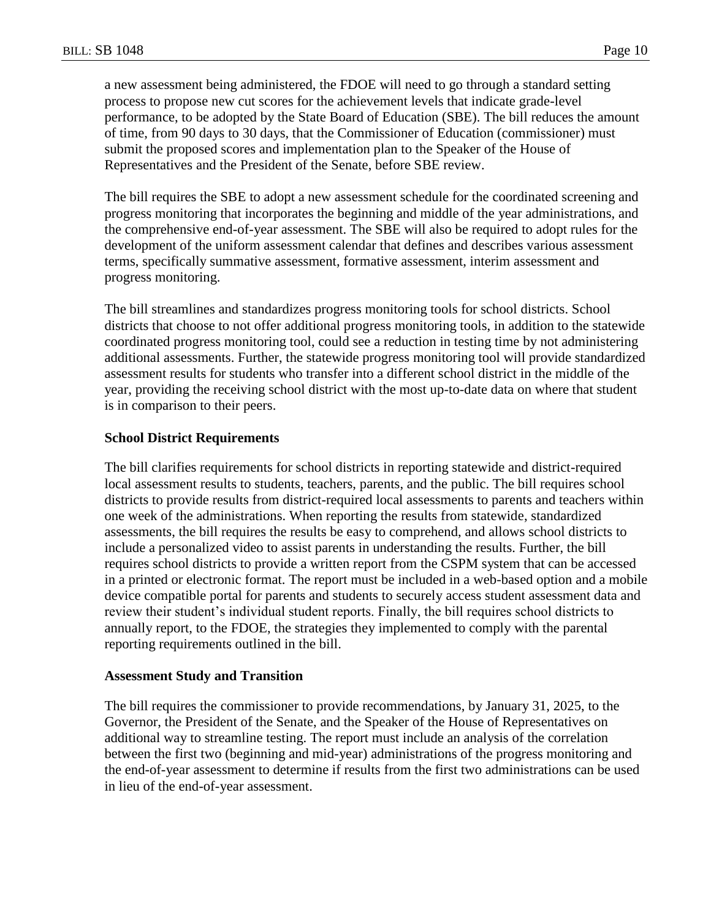a new assessment being administered, the FDOE will need to go through a standard setting process to propose new cut scores for the achievement levels that indicate grade-level performance, to be adopted by the State Board of Education (SBE). The bill reduces the amount of time, from 90 days to 30 days, that the Commissioner of Education (commissioner) must submit the proposed scores and implementation plan to the Speaker of the House of Representatives and the President of the Senate, before SBE review.

The bill requires the SBE to adopt a new assessment schedule for the coordinated screening and progress monitoring that incorporates the beginning and middle of the year administrations, and the comprehensive end-of-year assessment. The SBE will also be required to adopt rules for the development of the uniform assessment calendar that defines and describes various assessment terms, specifically summative assessment, formative assessment, interim assessment and progress monitoring.

The bill streamlines and standardizes progress monitoring tools for school districts. School districts that choose to not offer additional progress monitoring tools, in addition to the statewide coordinated progress monitoring tool, could see a reduction in testing time by not administering additional assessments. Further, the statewide progress monitoring tool will provide standardized assessment results for students who transfer into a different school district in the middle of the year, providing the receiving school district with the most up-to-date data on where that student is in comparison to their peers.

**School District Requirements**

The bill clarifies requirements for school districts in reporting statewide and district-required local assessment results to students, teachers, parents, and the public. The bill requires school districts to provide results from district-required local assessments to parents and teachers within one week of the administrations. When reporting the results from statewide, standardized assessments, the bill requires the results be easy to comprehend, and allows school districts to include a personalized video to assist parents in understanding the results. Further, the bill requires school districts to provide a written report from the CSPM system that can be accessed in a printed or electronic format. The report must be included in a web-based option and a mobile device compatible portal for parents and students to securely access student assessment data and review their student's individual student reports. Finally, the bill requires school districts to annually report, to the FDOE, the strategies they implemented to comply with the parental reporting requirements outlined in the bill.

**Assessment Study and Transition**

The bill requires the commissioner to provide recommendations, by January 31, 2025, to the Governor, the President of the Senate, and the Speaker of the House of Representatives on additional way to streamline testing. The report must include an analysis of the correlation between the first two (beginning and mid-year) administrations of the progress monitoring and the end-of-year assessment to determine if results from the first two administrations can be used in lieu of the end-of-year assessment.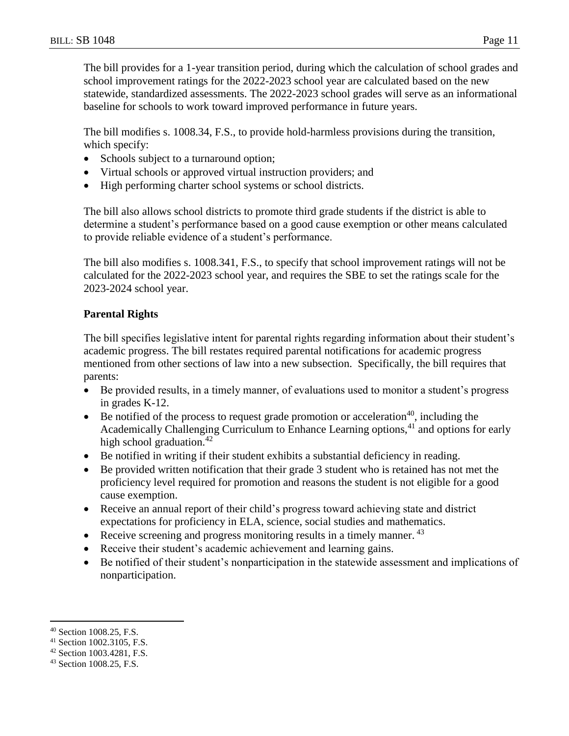The bill provides for a 1-year transition period, during which the calculation of school grades and school improvement ratings for the 2022-2023 school year are calculated based on the new statewide, standardized assessments. The 2022-2023 school grades will serve as an informational baseline for schools to work toward improved performance in future years.

The bill modifies s. 1008.34, F.S., to provide hold-harmless provisions during the transition, which specify:

- Schools subject to a turnaround option;
- Virtual schools or approved virtual instruction providers; and
- High performing charter school systems or school districts.

The bill also allows school districts to promote third grade students if the district is able to determine a student's performance based on a good cause exemption or other means calculated to provide reliable evidence of a student's performance.

The bill also modifies s. 1008.341, F.S., to specify that school improvement ratings will not be calculated for the 2022-2023 school year, and requires the SBE to set the ratings scale for the 2023-2024 school year.

**Parental Rights**

The bill specifies legislative intent for parental rights regarding information about their student's academic progress. The bill restates required parental notifications for academic progress mentioned from other sections of law into a new subsection. Specifically, the bill requires that parents:

- Be provided results, in a timely manner, of evaluations used to monitor a student's progress in grades K-12.
- Be notified of the process to request grade promotion or acceleration[40], including the Academically Challenging Curriculum to Enhance Learning options,[41] and options for early high school graduation.[42]
- Be notified in writing if their student exhibits a substantial deficiency in reading.
- Be provided written notification that their grade 3 student who is retained has not met the proficiency level required for promotion and reasons the student is not eligible for a good cause exemption.
- Receive an annual report of their child's progress toward achieving state and district expectations for proficiency in ELA, science, social studies and mathematics.
- Receive screening and progress monitoring results in a timely manner.[43]
- Receive their student's academic achievement and learning gains.
- Be notified of their student's nonparticipation in the statewide assessment and implications of nonparticipation.

---

[40] Section 1008.25, F.S.

[41] Section 1002.3105, F.S.

[42] Section 1003.4281, F.S.

[43] Section 1008.25, F.S.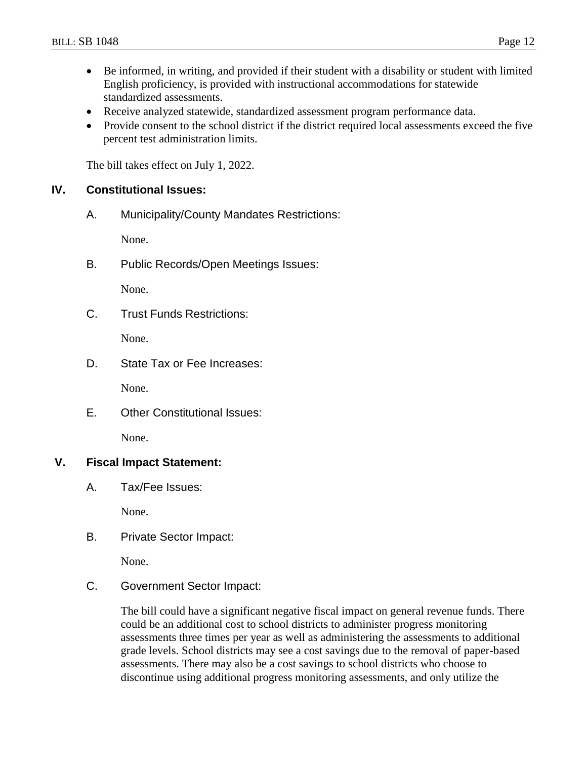- Be informed, in writing, and provided if their student with a disability or student with limited English proficiency, is provided with instructional accommodations for statewide standardized assessments.
- Receive analyzed statewide, standardized assessment program performance data.
- Provide consent to the school district if the district required local assessments exceed the five percent test administration limits.

The bill takes effect on July 1, 2022.

## IV. Constitutional Issues:

### A. Municipality/County Mandates Restrictions:

None.

### B. Public Records/Open Meetings Issues:

None.

### C. Trust Funds Restrictions:

None.

### D. State Tax or Fee Increases:

None.

### E. Other Constitutional Issues:

None.

## V. Fiscal Impact Statement:

### A. Tax/Fee Issues:

None.

### B. Private Sector Impact:

None.

### C. Government Sector Impact:

The bill could have a significant negative fiscal impact on general revenue funds. There could be an additional cost to school districts to administer progress monitoring assessments three times per year as well as administering the assessments to additional grade levels. School districts may see a cost savings due to the removal of paper-based assessments. There may also be a cost savings to school districts who choose to discontinue using additional progress monitoring assessments, and only utilize the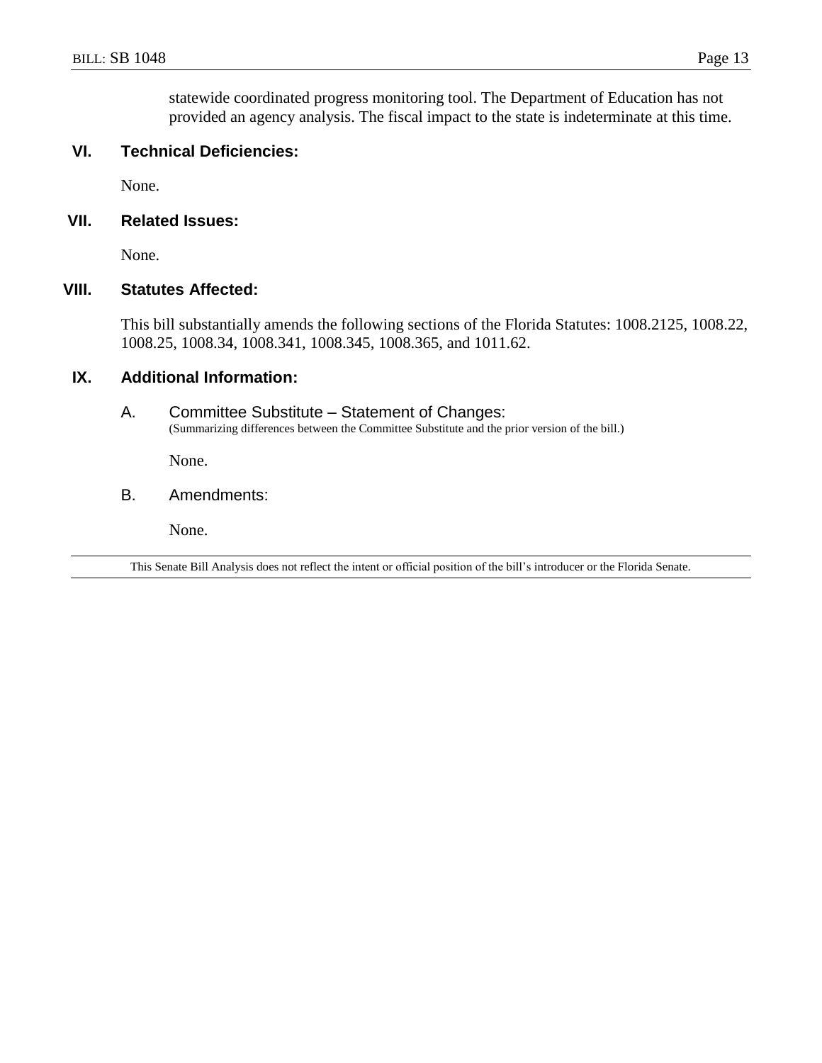statewide coordinated progress monitoring tool. The Department of Education has not provided an agency analysis. The fiscal impact to the state is indeterminate at this time.

## VI. Technical Deficiencies:

None.

## VII. Related Issues:

None.

## VIII. Statutes Affected:

This bill substantially amends the following sections of the Florida Statutes: 1008.2125, 1008.22, 1008.25, 1008.34, 1008.341, 1008.345, 1008.365, and 1011.62.

## IX. Additional Information:

### A. Committee Substitute – Statement of Changes:

(Summarizing differences between the Committee Substitute and the prior version of the bill.)

None.

### B. Amendments:

None.

This Senate Bill Analysis does not reflect the intent or official position of the bill's introducer or the Florida Senate.